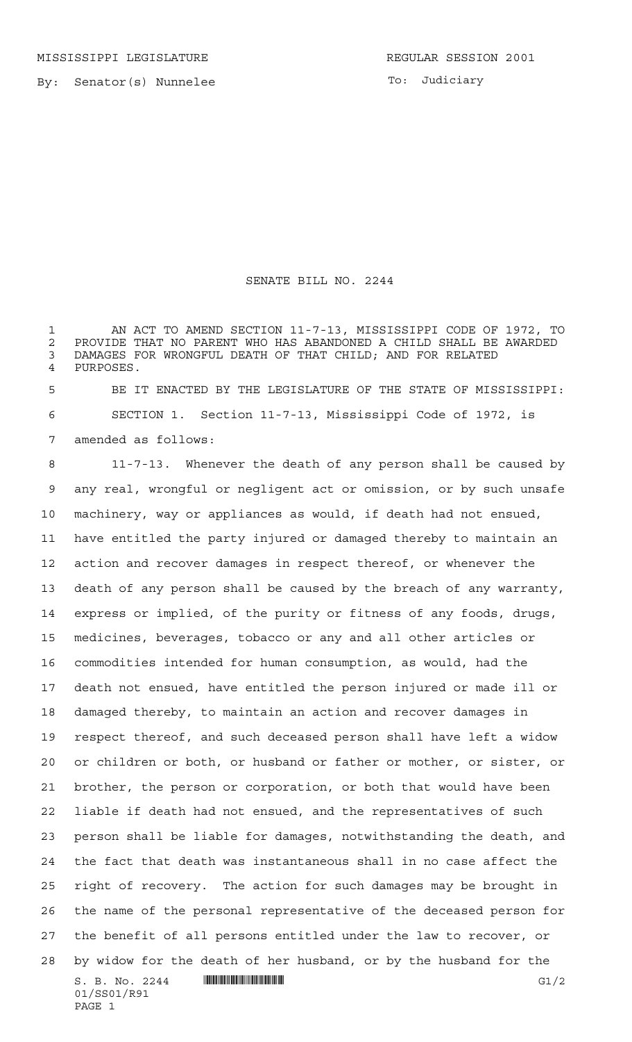MISSISSIPPI LEGISLATURE REGULAR SESSION 2001

By: Senator(s) Nunnelee

To: Judiciary

# SENATE BILL NO. 2244

AN ACT TO AMEND SECTION 11-7-13, MISSISSIPPI CODE OF 1972, TO PROVIDE THAT NO PARENT WHO HAS ABANDONED A CHILD SHALL BE AWARDED DAMAGES FOR WRONGFUL DEATH OF THAT CHILD; AND FOR RELATED PURPOSES.

BE IT ENACTED BY THE LEGISLATURE OF THE STATE OF MISSISSIPPI:

SECTION 1. Section 11-7-13, Mississippi Code of 1972, is amended as follows:

11-7-13. Whenever the death of any person shall be caused by any real, wrongful or negligent act or omission, or by such unsafe machinery, way or appliances as would, if death had not ensued, have entitled the party injured or damaged thereby to maintain an action and recover damages in respect thereof, or whenever the death of any person shall be caused by the breach of any warranty, express or implied, of the purity or fitness of any foods, drugs, medicines, beverages, tobacco or any and all other articles or commodities intended for human consumption, as would, had the death not ensued, have entitled the person injured or made ill or damaged thereby, to maintain an action and recover damages in respect thereof, and such deceased person shall have left a widow or children or both, or husband or father or mother, or sister, or brother, the person or corporation, or both that would have been liable if death had not ensued, and the representatives of such person shall be liable for damages, notwithstanding the death, and the fact that death was instantaneous shall in no case affect the right of recovery. The action for such damages may be brought in the name of the personal representative of the deceased person for the benefit of all persons entitled under the law to recover, or by widow for the death of her husband, or by the husband for the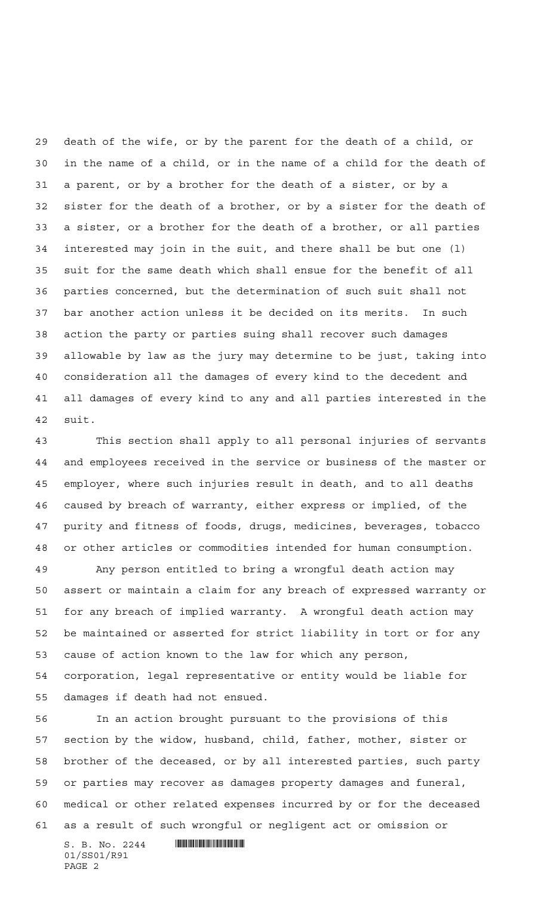death of the wife, or by the parent for the death of a child, or in the name of a child, or in the name of a child for the death of a parent, or by a brother for the death of a sister, or by a sister for the death of a brother, or by a sister for the death of a sister, or a brother for the death of a brother, or all parties interested may join in the suit, and there shall be but one (1) suit for the same death which shall ensue for the benefit of all parties concerned, but the determination of such suit shall not bar another action unless it be decided on its merits. In such action the party or parties suing shall recover such damages allowable by law as the jury may determine to be just, taking into consideration all the damages of every kind to the decedent and all damages of every kind to any and all parties interested in the suit.

This section shall apply to all personal injuries of servants and employees received in the service or business of the master or employer, where such injuries result in death, and to all deaths caused by breach of warranty, either express or implied, of the purity and fitness of foods, drugs, medicines, beverages, tobacco or other articles or commodities intended for human consumption.

Any person entitled to bring a wrongful death action may assert or maintain a claim for any breach of expressed warranty or for any breach of implied warranty. A wrongful death action may be maintained or asserted for strict liability in tort or for any cause of action known to the law for which any person, corporation, legal representative or entity would be liable for damages if death had not ensued.

In an action brought pursuant to the provisions of this section by the widow, husband, child, father, mother, sister or brother of the deceased, or by all interested parties, such party or parties may recover as damages property damages and funeral, medical or other related expenses incurred by or for the deceased as a result of such wrongful or negligent act or omission or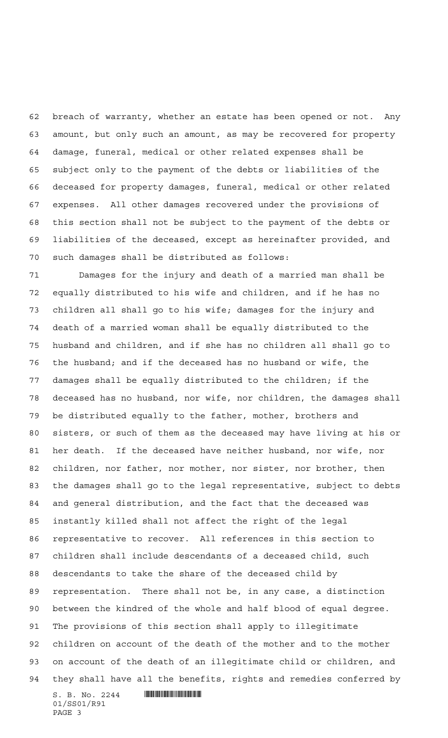breach of warranty, whether an estate has been opened or not. Any amount, but only such an amount, as may be recovered for property damage, funeral, medical or other related expenses shall be subject only to the payment of the debts or liabilities of the deceased for property damages, funeral, medical or other related expenses. All other damages recovered under the provisions of this section shall not be subject to the payment of the debts or liabilities of the deceased, except as hereinafter provided, and such damages shall be distributed as follows:

Damages for the injury and death of a married man shall be equally distributed to his wife and children, and if he has no children all shall go to his wife; damages for the injury and death of a married woman shall be equally distributed to the husband and children, and if she has no children all shall go to the husband; and if the deceased has no husband or wife, the damages shall be equally distributed to the children; if the deceased has no husband, nor wife, nor children, the damages shall be distributed equally to the father, mother, brothers and sisters, or such of them as the deceased may have living at his or her death. If the deceased have neither husband, nor wife, nor children, nor father, nor mother, nor sister, nor brother, then the damages shall go to the legal representative, subject to debts and general distribution, and the fact that the deceased was instantly killed shall not affect the right of the legal representative to recover. All references in this section to children shall include descendants of a deceased child, such descendants to take the share of the deceased child by representation. There shall not be, in any case, a distinction between the kindred of the whole and half blood of equal degree. The provisions of this section shall apply to illegitimate children on account of the death of the mother and to the mother on account of the death of an illegitimate child or children, and they shall have all the benefits, rights and remedies conferred by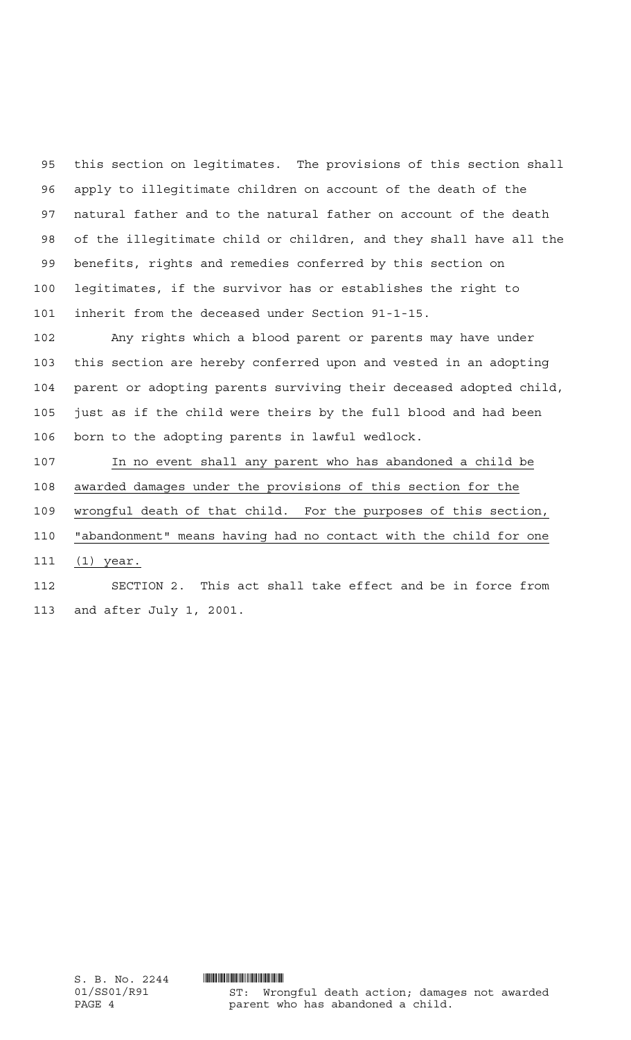this section on legitimates. The provisions of this section shall apply to illegitimate children on account of the death of the natural father and to the natural father on account of the death of the illegitimate child or children, and they shall have all the benefits, rights and remedies conferred by this section on legitimates, if the survivor has or establishes the right to inherit from the deceased under Section 91-1-15.

Any rights which a blood parent or parents may have under this section are hereby conferred upon and vested in an adopting parent or adopting parents surviving their deceased adopted child, just as if the child were theirs by the full blood and had been born to the adopting parents in lawful wedlock.

<u>In no event shall any parent who has abandoned a child be awarded damages under the provisions of this section for the wrongful death of that child. For the purposes of this section, "abandonment" means having had no contact with the child for one (1) year.</u>

SECTION 2. This act shall take effect and be in force from and after July 1, 2001.